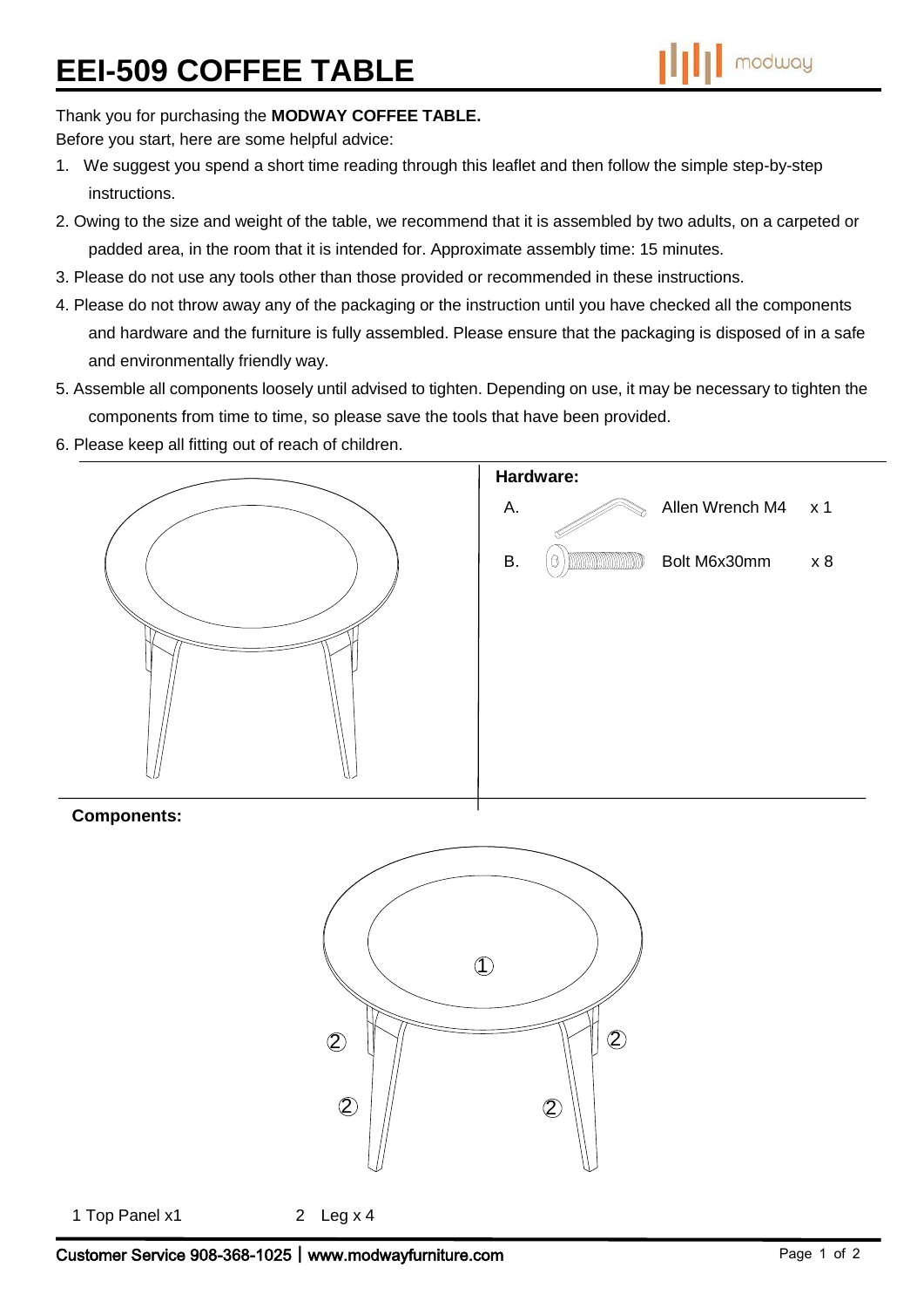# EEI-509 COFFEE TABLE

Thank you for purchasing the **MODWAY COFFEE TABLE.**

Before you start, here are some helpful advice:

1. We suggest you spend a short time reading through this leaflet and then follow the simple step-by-step instructions.
2. Owing to the size and weight of the table, we recommend that it is assembled by two adults, on a carpeted or padded area, in the room that it is intended for. Approximate assembly time: 15 minutes.
3. Please do not use any tools other than those provided or recommended in these instructions.
4. Please do not throw away any of the packaging or the instruction until you have checked all the components and hardware and the furniture is fully assembled. Please ensure that the packaging is disposed of in a safe and environmentally friendly way.
5. Assemble all components loosely until advised to tighten. Depending on use, it may be necessary to tighten the components from time to time, so please save the tools that have been provided.
6. Please keep all fitting out of reach of children.

**Hardware:**

| | | |
|---|---|---|
| A. | Allen Wrench M4 | x 1 |
| B. | Bolt M6x30mm | x 8 |

**Components:**

1 Top Panel x1

2 Leg x 4

Customer Service 908-368-1025 | www.modwayfurniture.com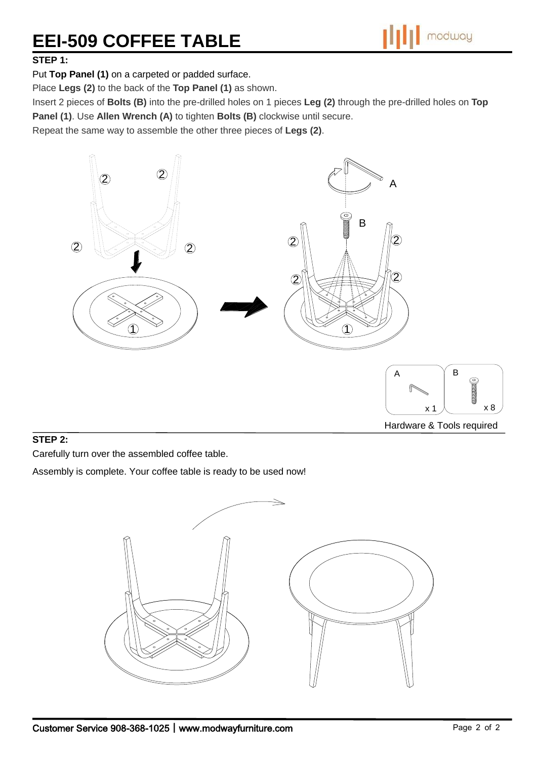# EEI-509 COFFEE TABLE

**STEP 1:**

Put **Top Panel (1)** on a carpeted or padded surface.

Place **Legs (2)** to the back of the **Top Panel (1)** as shown.

Insert 2 pieces of **Bolts (B)** into the pre-drilled holes on 1 pieces **Leg (2)** through the pre-drilled holes on **Top Panel (1)**. Use **Allen Wrench (A)** to tighten **Bolts (B)** clockwise until secure.

Repeat the same way to assemble the other three pieces of **Legs (2)**.

A x 1

B x 8

Hardware & Tools required

**STEP 2:**

Carefully turn over the assembled coffee table.

Assembly is complete. Your coffee table is ready to be used now!

Customer Service 908-368-1025 | www.modwayfurniture.com